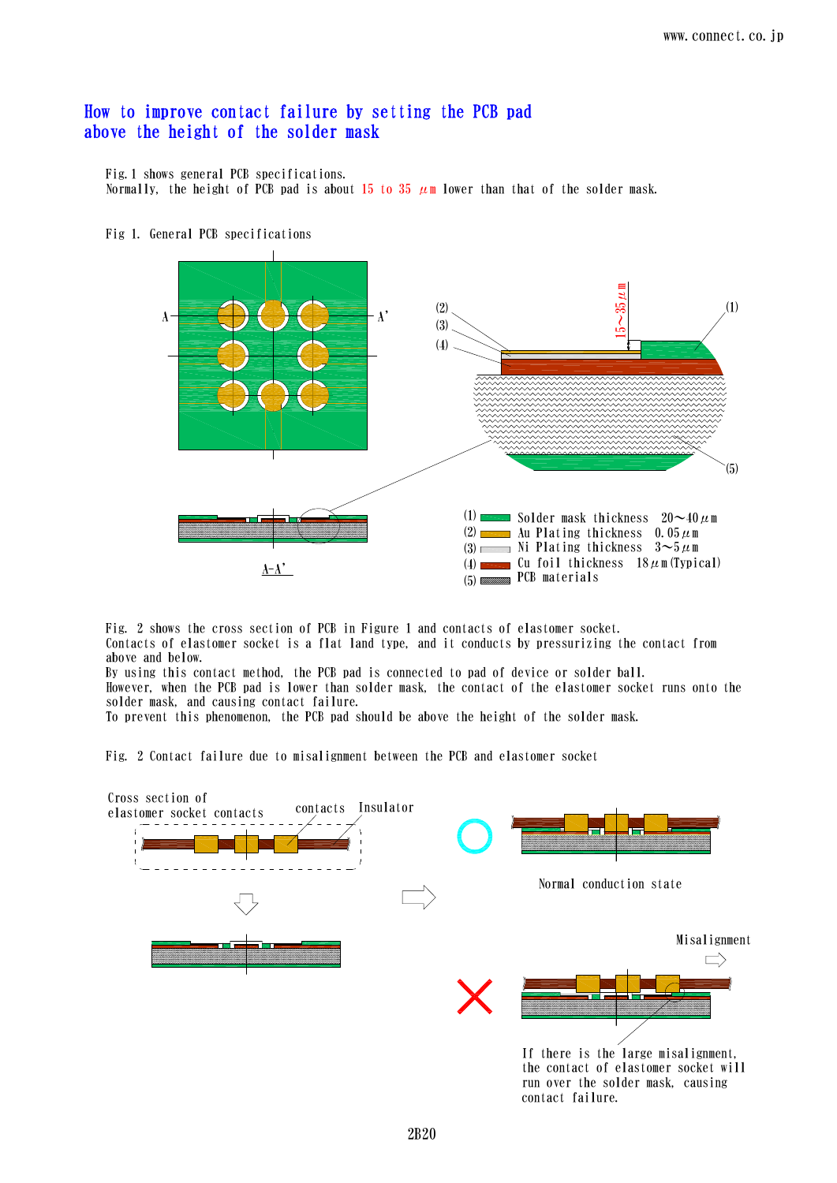# How to improve contact failure by setting the PCB pad above the height of the solder mask

Fig.1 shows general PCB specifications.
Normally, the height of PCB pad is about 15 to 35 μm lower than that of the solder mask.

Fig 1. General PCB specifications

(1) Solder mask thickness 20〜40μm
(2) Au Plating thickness 0.05μm
(3) Ni Plating thickness 3〜5μm
(4) Cu foil thickness 18μm(Typical)
(5) PCB materials

Fig. 2 shows the cross section of PCB in Figure 1 and contacts of elastomer socket.
Contacts of elastomer socket is a flat land type, and it conducts by pressurizing the contact from above and below.
By using this contact method, the PCB pad is connected to pad of device or solder ball.
However, when the PCB pad is lower than solder mask, the contact of the elastomer socket runs onto the solder mask, and causing contact failure.
To prevent this phenomenon, the PCB pad should be above the height of the solder mask.

Fig. 2 Contact failure due to misalignment between the PCB and elastomer socket

Cross section of elastomer socket contacts — contacts — Insulator

○ Normal conduction state

✕ Misalignment — If there is the large misalignment, the contact of elastomer socket will run over the solder mask, causing contact failure.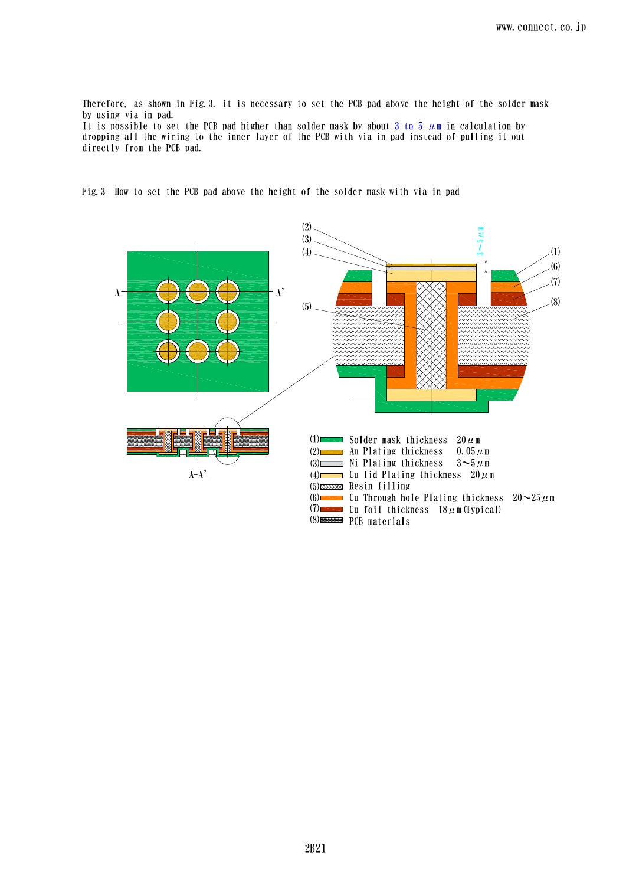Therefore, as shown in Fig.3, it is necessary to set the PCB pad above the height of the solder mask by using via in pad.
It is possible to set the PCB pad higher than solder mask by about 3 to 5 μm in calculation by dropping all the wiring to the inner layer of the PCB with via in pad instead of pulling it out directly from the PCB pad.

Fig.3 How to set the PCB pad above the height of the solder mask with via in pad

A
A'
A-A'
(2)
(3)
(4)
(5)
3〜5μm
(1)
(6)
(7)
(8)

(1) Solder mask thickness 20μm
(2) Au Plating thickness 0.05μm
(3) Ni Plating thickness 3〜5μm
(4) Cu lid Plating thickness 20μm
(5) Resin filling
(6) Cu Through hole Plating thickness 20〜25μm
(7) Cu foil thickness 18μm (Typical)
(8) PCB materials